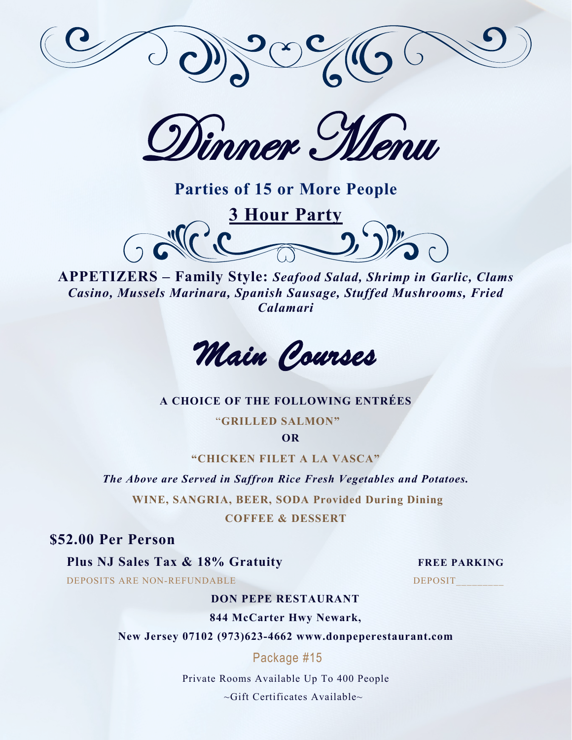# Dinner Menu

### Parties of 15 or More People

### 3 Hour Party

**APPETIZERS – Family Style:** ***Seafood Salad, Shrimp in Garlic, Clams Casino, Mussels Marinara, Spanish Sausage, Stuffed Mushrooms, Fried Calamari***

## Main Courses

**A CHOICE OF THE FOLLOWING ENTRÉES**

**"GRILLED SALMON"**

**OR**

**"CHICKEN FILET A LA VASCA"**

***The Above are Served in Saffron Rice Fresh Vegetables and Potatoes.***

**WINE, SANGRIA, BEER, SODA Provided During Dining**

**COFFEE & DESSERT**

**$52.00 Per Person**

**Plus NJ Sales Tax & 18% Gratuity**

**FREE PARKING**

DEPOSITS ARE NON-REFUNDABLE

DEPOSIT________

**DON PEPE RESTAURANT**

**844 McCarter Hwy Newark,**

**New Jersey 07102 (973)623-4662 www.donpeperestaurant.com**

Package #15

Private Rooms Available Up To 400 People

~Gift Certificates Available~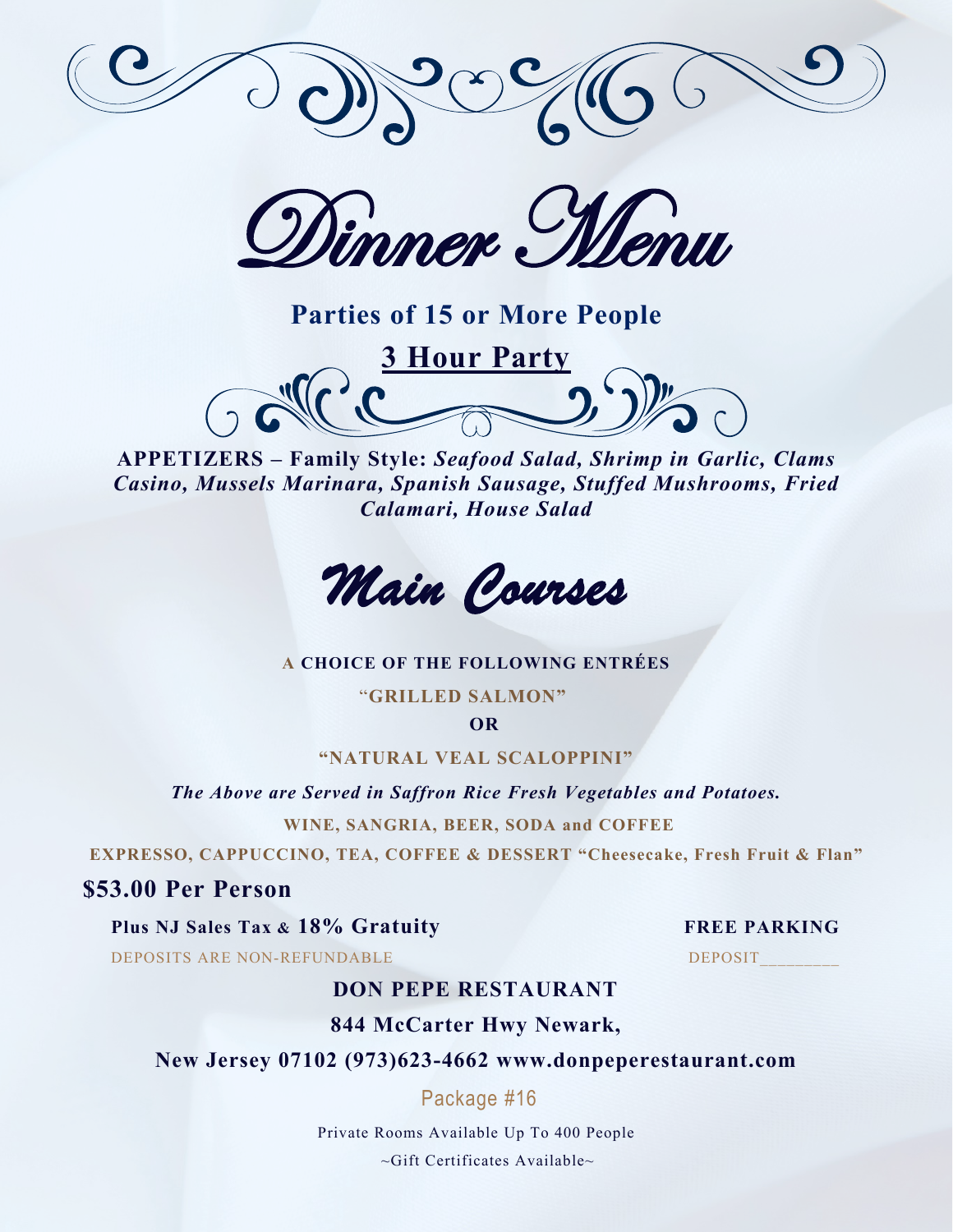# Dinner Menu

## Parties of 15 or More People

**3 Hour Party**

**APPETIZERS – Family Style:** ***Seafood Salad, Shrimp in Garlic, Clams Casino, Mussels Marinara, Spanish Sausage, Stuffed Mushrooms, Fried Calamari, House Salad***

## Main Courses

**A CHOICE OF THE FOLLOWING ENTRÉES**

**"GRILLED SALMON"**

**OR**

**"NATURAL VEAL SCALOPPINI"**

***The Above are Served in Saffron Rice Fresh Vegetables and Potatoes.***

**WINE, SANGRIA, BEER, SODA and COFFEE**

**EXPRESSO, CAPPUCCINO, TEA, COFFEE & DESSERT "Cheesecake, Fresh Fruit & Flan"**

**$53.00 Per Person**

**Plus NJ Sales Tax & 18% Gratuity**

**FREE PARKING**

DEPOSITS ARE NON-REFUNDABLE

DEPOSIT________

**DON PEPE RESTAURANT**

**844 McCarter Hwy Newark,**

**New Jersey 07102 (973)623-4662 www.donpeperestaurant.com**

Package #16

Private Rooms Available Up To 400 People

~Gift Certificates Available~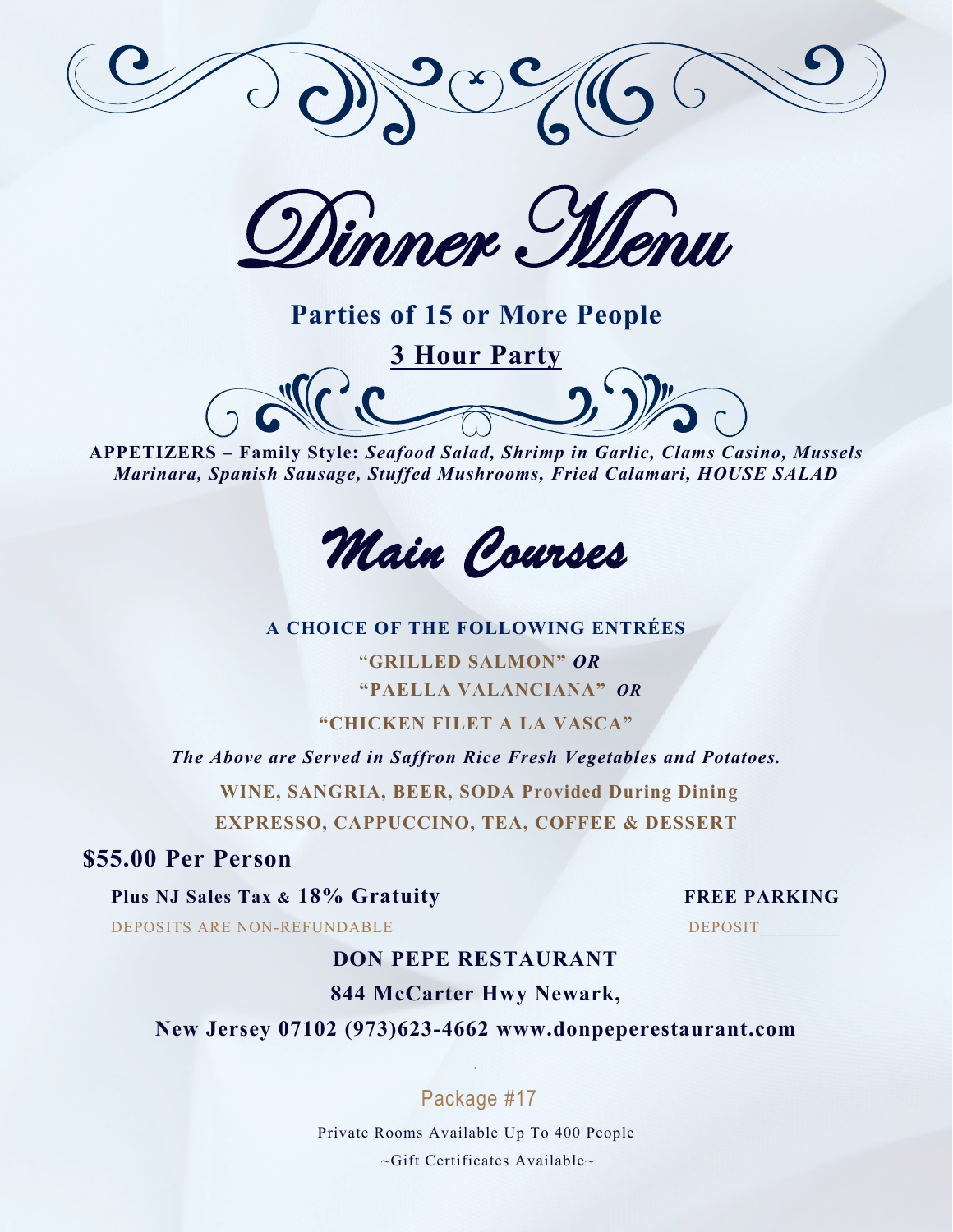# Dinner Menu

**Parties of 15 or More People**

**3 Hour Party**

**APPETIZERS – Family Style:** ***Seafood Salad, Shrimp in Garlic, Clams Casino, Mussels Marinara, Spanish Sausage, Stuffed Mushrooms, Fried Calamari, HOUSE SALAD***

## Main Courses

**A CHOICE OF THE FOLLOWING ENTRÉES**

**"GRILLED SALMON"** ***OR***

**"PAELLA VALANCIANA"** ***OR***

**"CHICKEN FILET A LA VASCA"**

***The Above are Served in Saffron Rice Fresh Vegetables and Potatoes.***

**WINE, SANGRIA, BEER, SODA Provided During Dining**

**EXPRESSO, CAPPUCCINO, TEA, COFFEE & DESSERT**

**$55.00 Per Person**

**Plus NJ Sales Tax & 18% Gratuity** **FREE PARKING**

DEPOSITS ARE NON-REFUNDABLE DEPOSIT________

**DON PEPE RESTAURANT**

**844 McCarter Hwy Newark,**

**New Jersey 07102 (973)623-4662 www.donpeperestaurant.com**

Package #17

Private Rooms Available Up To 400 People

~Gift Certificates Available~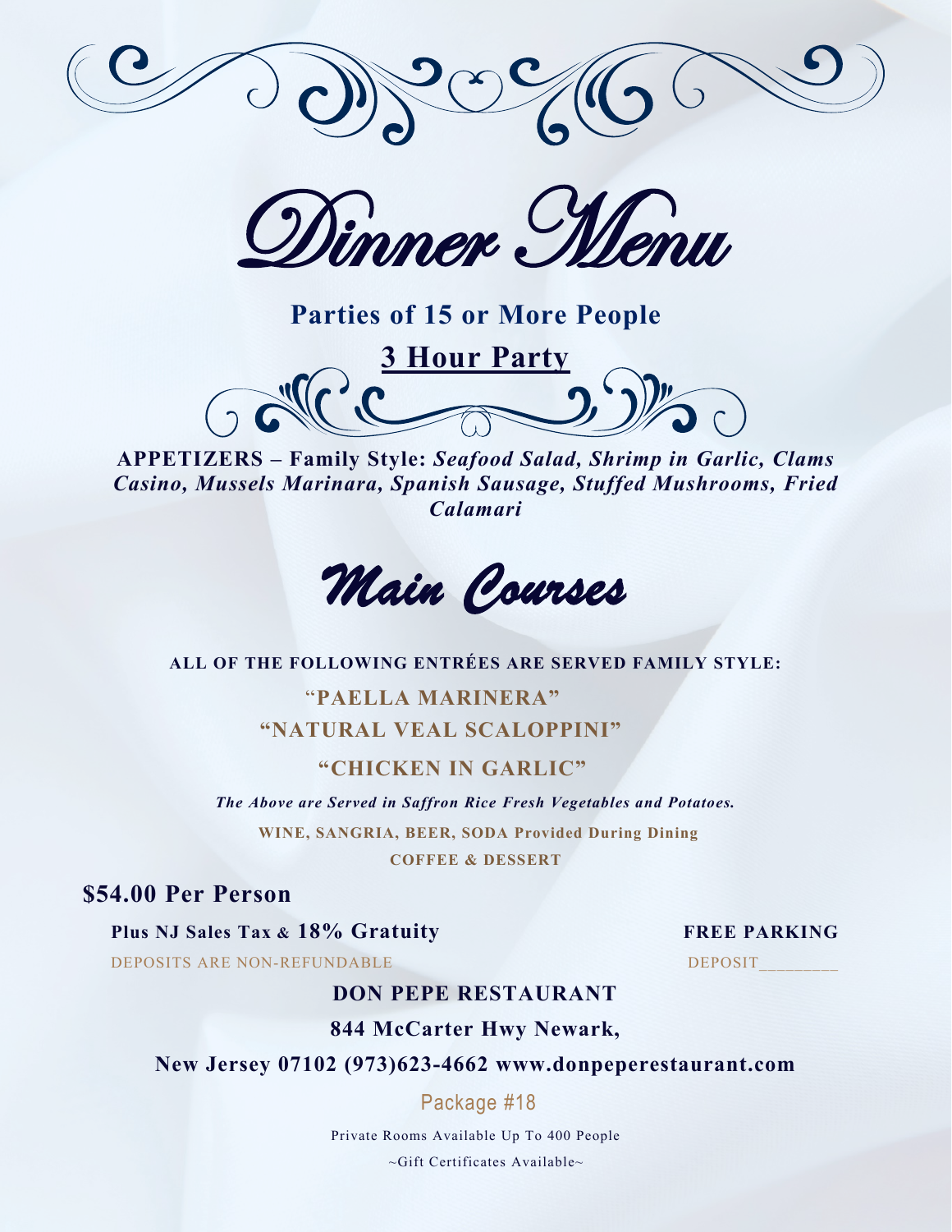# Dinner Menu

## Parties of 15 or More People

**3 Hour Party**

**APPETIZERS – Family Style:** ***Seafood Salad, Shrimp in Garlic, Clams Casino, Mussels Marinara, Spanish Sausage, Stuffed Mushrooms, Fried Calamari***

## Main Courses

**ALL OF THE FOLLOWING ENTRÉES ARE SERVED FAMILY STYLE:**

**"PAELLA MARINERA"**

**"NATURAL VEAL SCALOPPINI"**

**"CHICKEN IN GARLIC"**

***The Above are Served in Saffron Rice Fresh Vegetables and Potatoes.***

**WINE, SANGRIA, BEER, SODA Provided During Dining**

**COFFEE & DESSERT**

**$54.00 Per Person**

**Plus NJ Sales Tax & 18% Gratuity**

**FREE PARKING**

DEPOSITS ARE NON-REFUNDABLE

DEPOSIT________

**DON PEPE RESTAURANT**

**844 McCarter Hwy Newark,**

**New Jersey 07102 (973)623-4662 www.donpeperestaurant.com**

Package #18

Private Rooms Available Up To 400 People

~Gift Certificates Available~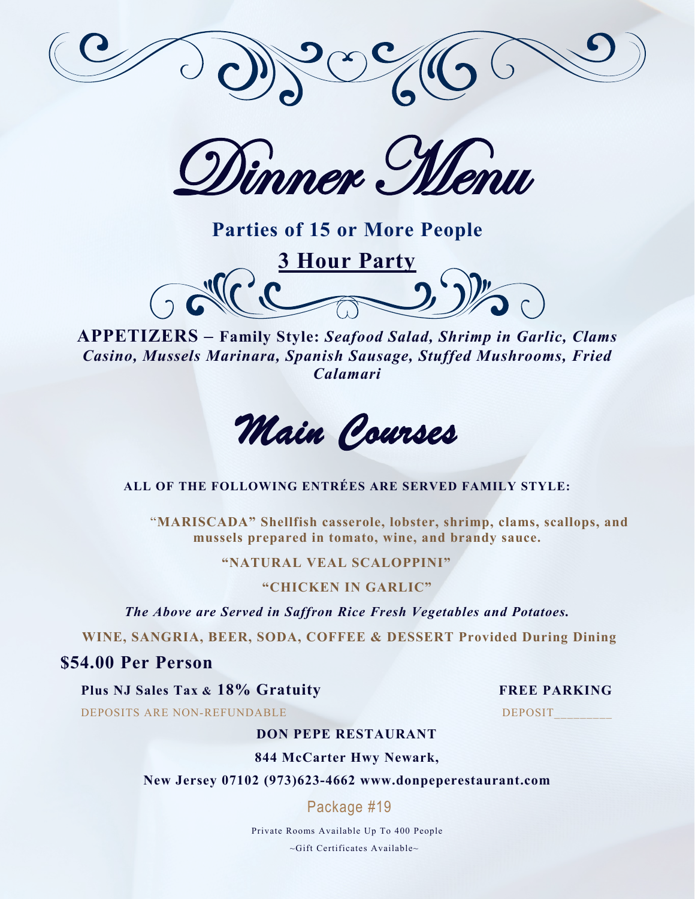# Dinner Menu

**Parties of 15 or More People**

**3 Hour Party**

**APPETIZERS – Family Style:** ***Seafood Salad, Shrimp in Garlic, Clams Casino, Mussels Marinara, Spanish Sausage, Stuffed Mushrooms, Fried Calamari***

## Main Courses

**ALL OF THE FOLLOWING ENTRÉES ARE SERVED FAMILY STYLE:**

**"MARISCADA" Shellfish casserole, lobster, shrimp, clams, scallops, and mussels prepared in tomato, wine, and brandy sauce.**

**"NATURAL VEAL SCALOPPINI"**

**"CHICKEN IN GARLIC"**

***The Above are Served in Saffron Rice Fresh Vegetables and Potatoes.***

**WINE, SANGRIA, BEER, SODA, COFFEE & DESSERT Provided During Dining**

**$54.00 Per Person**

**Plus NJ Sales Tax & 18% Gratuity**

**FREE PARKING**

DEPOSITS ARE NON-REFUNDABLE

DEPOSIT________

**DON PEPE RESTAURANT**

**844 McCarter Hwy Newark,**

**New Jersey 07102 (973)623-4662 www.donpeperestaurant.com**

Package #19

Private Rooms Available Up To 400 People

~Gift Certificates Available~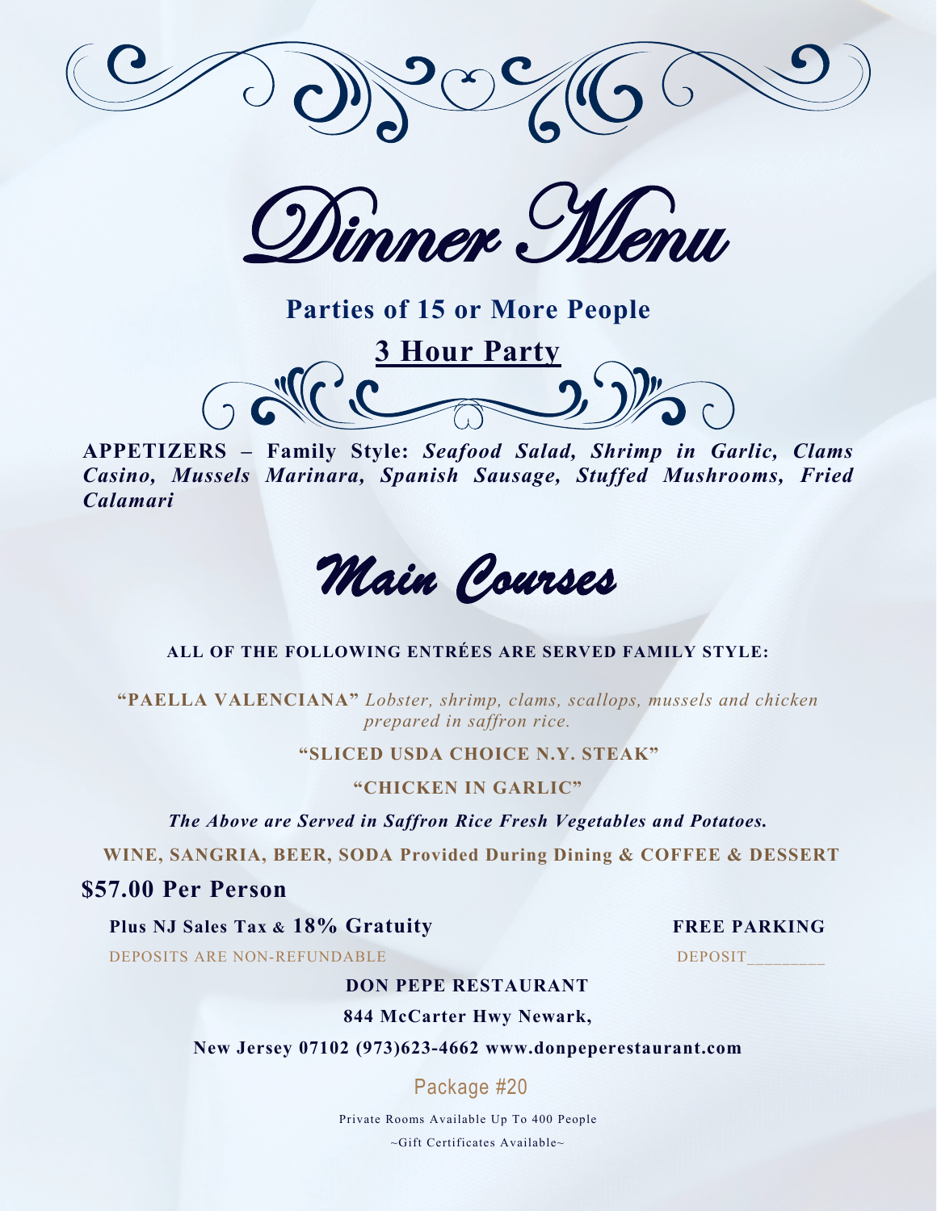# Dinner Menu

**Parties of 15 or More People**

**3 Hour Party**

**APPETIZERS – Family Style:** ***Seafood Salad, Shrimp in Garlic, Clams Casino, Mussels Marinara, Spanish Sausage, Stuffed Mushrooms, Fried Calamari***

## Main Courses

**ALL OF THE FOLLOWING ENTRÉES ARE SERVED FAMILY STYLE:**

**"PAELLA VALENCIANA"** *Lobster, shrimp, clams, scallops, mussels and chicken prepared in saffron rice.*

**"SLICED USDA CHOICE N.Y. STEAK"**

**"CHICKEN IN GARLIC"**

***The Above are Served in Saffron Rice Fresh Vegetables and Potatoes.***

**WINE, SANGRIA, BEER, SODA Provided During Dining & COFFEE & DESSERT**

**$57.00 Per Person**

**Plus NJ Sales Tax & 18% Gratuity** **FREE PARKING**

DEPOSITS ARE NON-REFUNDABLE DEPOSIT________

**DON PEPE RESTAURANT**

**844 McCarter Hwy Newark,**

**New Jersey 07102 (973)623-4662 www.donpeperestaurant.com**

Package #20

Private Rooms Available Up To 400 People

~Gift Certificates Available~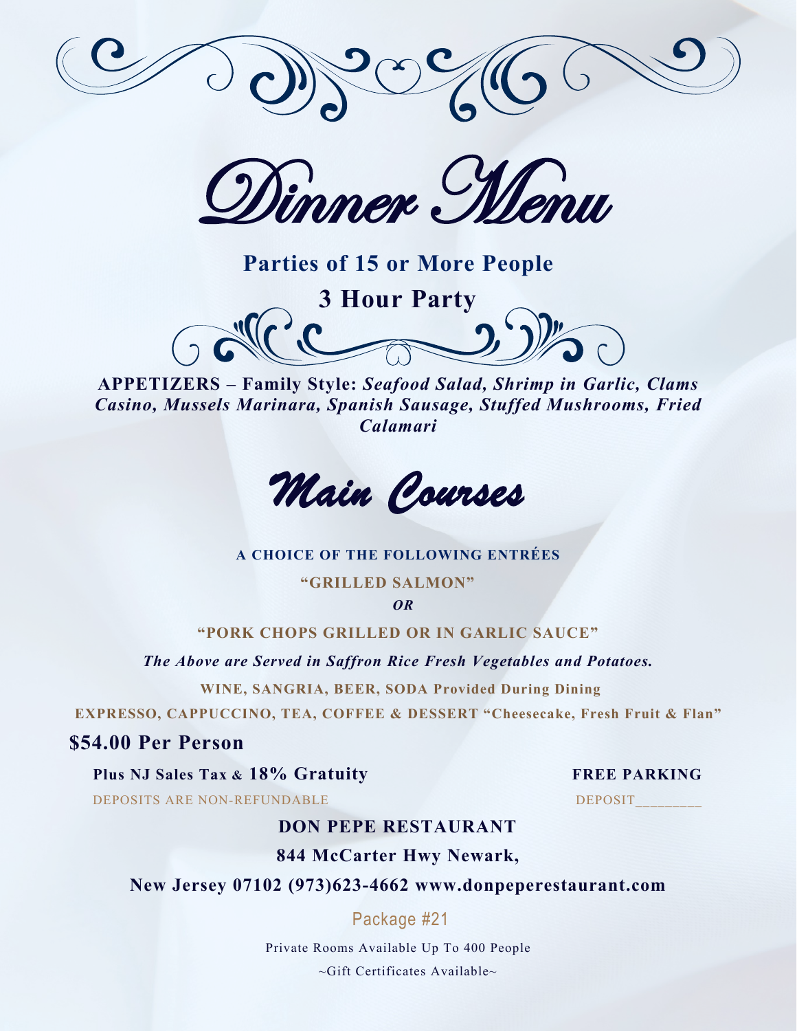# Dinner Menu

**Parties of 15 or More People**

**3 Hour Party**

**APPETIZERS – Family Style:** ***Seafood Salad, Shrimp in Garlic, Clams Casino, Mussels Marinara, Spanish Sausage, Stuffed Mushrooms, Fried Calamari***

## Main Courses

**A CHOICE OF THE FOLLOWING ENTRÉES**

**"GRILLED SALMON"**

***OR***

**"PORK CHOPS GRILLED OR IN GARLIC SAUCE"**

***The Above are Served in Saffron Rice Fresh Vegetables and Potatoes.***

**WINE, SANGRIA, BEER, SODA Provided During Dining**

**EXPRESSO, CAPPUCCINO, TEA, COFFEE & DESSERT "Cheesecake, Fresh Fruit & Flan"**

**$54.00 Per Person**

**Plus NJ Sales Tax & 18% Gratuity**

**FREE PARKING**

DEPOSITS ARE NON-REFUNDABLE

DEPOSIT________

**DON PEPE RESTAURANT**

**844 McCarter Hwy Newark,**

**New Jersey 07102 (973)623-4662 www.donpeperestaurant.com**

Package #21

Private Rooms Available Up To 400 People

~Gift Certificates Available~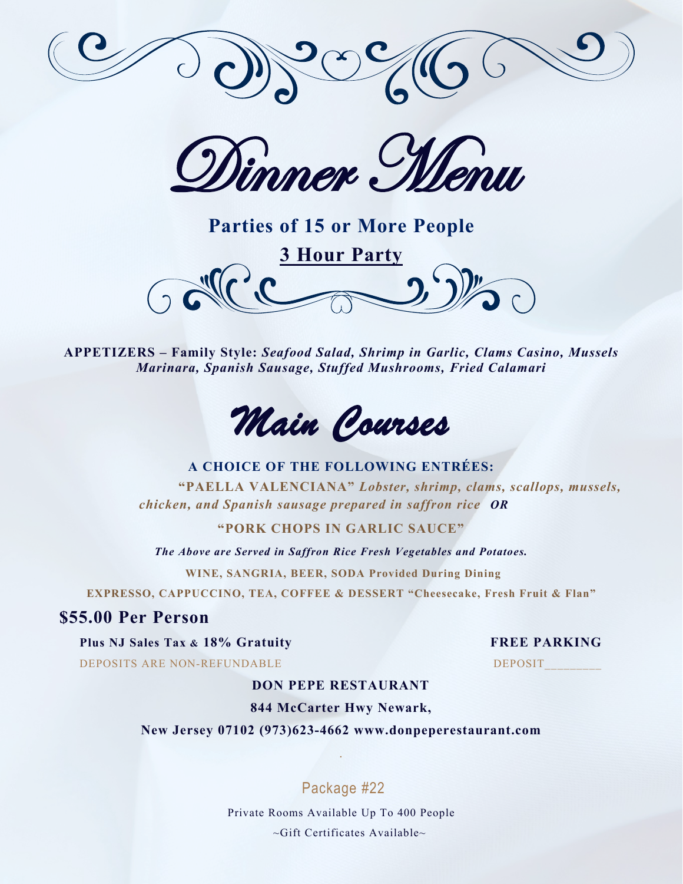# Dinner Menu

## Parties of 15 or More People

**3 Hour Party**

**APPETIZERS – Family Style:** ***Seafood Salad, Shrimp in Garlic, Clams Casino, Mussels Marinara, Spanish Sausage, Stuffed Mushrooms, Fried Calamari***

## Main Courses

**A CHOICE OF THE FOLLOWING ENTRÉES:**

**"PAELLA VALENCIANA"** ***Lobster, shrimp, clams, scallops, mussels, chicken, and Spanish sausage prepared in saffron rice OR***

**"PORK CHOPS IN GARLIC SAUCE"**

***The Above are Served in Saffron Rice Fresh Vegetables and Potatoes.***

**WINE, SANGRIA, BEER, SODA Provided During Dining**

**EXPRESSO, CAPPUCCINO, TEA, COFFEE & DESSERT "Cheesecake, Fresh Fruit & Flan"**

**$55.00 Per Person**

**Plus NJ Sales Tax & 18% Gratuity**

**FREE PARKING**

DEPOSITS ARE NON-REFUNDABLE

DEPOSIT________

**DON PEPE RESTAURANT**

**844 McCarter Hwy Newark,**

**New Jersey 07102 (973)623-4662 www.donpeperestaurant.com**

Package #22

Private Rooms Available Up To 400 People

~Gift Certificates Available~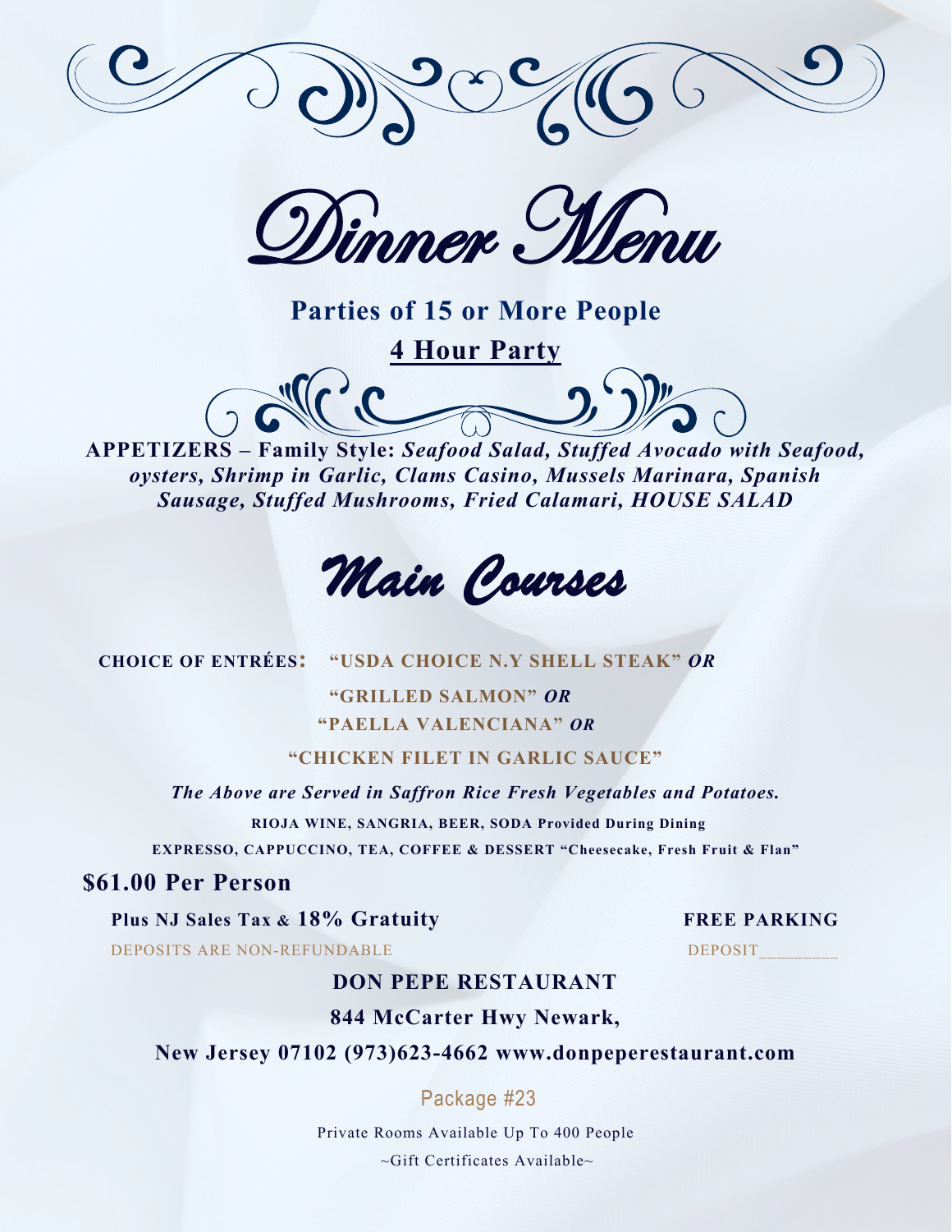# Dinner Menu

**Parties of 15 or More People**

**4 Hour Party**

**APPETIZERS – Family Style:** ***Seafood Salad, Stuffed Avocado with Seafood, oysters, Shrimp in Garlic, Clams Casino, Mussels Marinara, Spanish Sausage, Stuffed Mushrooms, Fried Calamari, HOUSE SALAD***

## Main Courses

**CHOICE OF ENTRÉES:** **"USDA CHOICE N.Y SHELL STEAK"** ***OR***

**"GRILLED SALMON"** ***OR***

**"PAELLA VALENCIANA"** ***OR***

**"CHICKEN FILET IN GARLIC SAUCE"**

***The Above are Served in Saffron Rice Fresh Vegetables and Potatoes.***

**RIOJA WINE, SANGRIA, BEER, SODA Provided During Dining**

**EXPRESSO, CAPPUCCINO, TEA, COFFEE & DESSERT "Cheesecake, Fresh Fruit & Flan"**

**$61.00 Per Person**

**Plus NJ Sales Tax & 18% Gratuity**

**FREE PARKING**

DEPOSITS ARE NON-REFUNDABLE

DEPOSIT________

**DON PEPE RESTAURANT**

**844 McCarter Hwy Newark,**

**New Jersey 07102 (973)623-4662 www.donpeperestaurant.com**

Package #23

Private Rooms Available Up To 400 People

~Gift Certificates Available~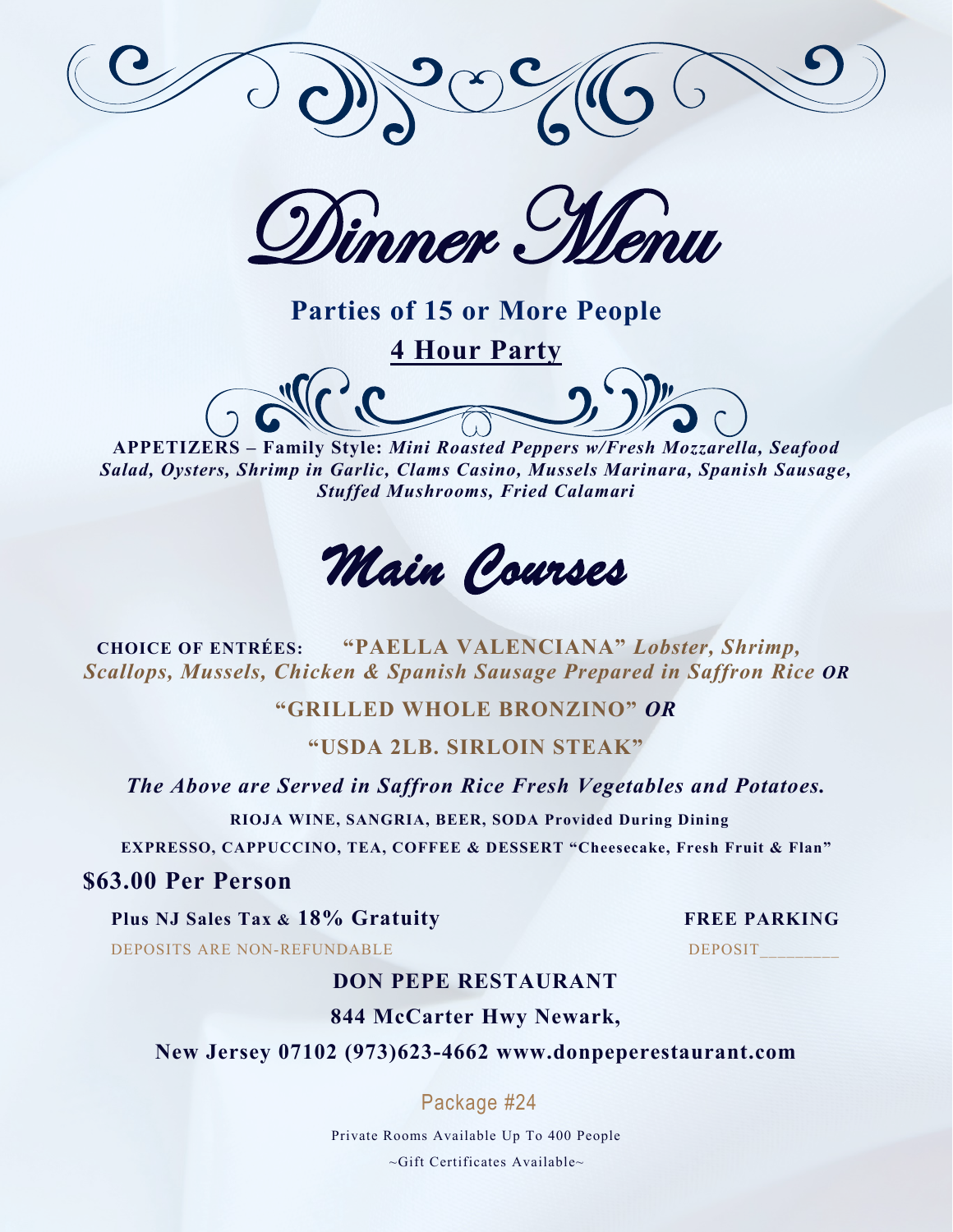# Dinner Menu

## Parties of 15 or More People

**4 Hour Party**

**APPETIZERS – Family Style:** ***Mini Roasted Peppers w/Fresh Mozzarella, Seafood Salad, Oysters, Shrimp in Garlic, Clams Casino, Mussels Marinara, Spanish Sausage, Stuffed Mushrooms, Fried Calamari***

## Main Courses

**CHOICE OF ENTRÉES:** **"PAELLA VALENCIANA"** ***Lobster, Shrimp, Scallops, Mussels, Chicken & Spanish Sausage Prepared in Saffron Rice OR***

**"GRILLED WHOLE BRONZINO"** ***OR***

**"USDA 2LB. SIRLOIN STEAK"**

***The Above are Served in Saffron Rice Fresh Vegetables and Potatoes.***

**RIOJA WINE, SANGRIA, BEER, SODA Provided During Dining**

**EXPRESSO, CAPPUCCINO, TEA, COFFEE & DESSERT "Cheesecake, Fresh Fruit & Flan"**

**$63.00 Per Person**

**Plus NJ Sales Tax & 18% Gratuity**

**FREE PARKING**

DEPOSITS ARE NON-REFUNDABLE

DEPOSIT________

**DON PEPE RESTAURANT**

**844 McCarter Hwy Newark,**

**New Jersey 07102 (973)623-4662 www.donpeperestaurant.com**

Package #24

Private Rooms Available Up To 400 People

~Gift Certificates Available~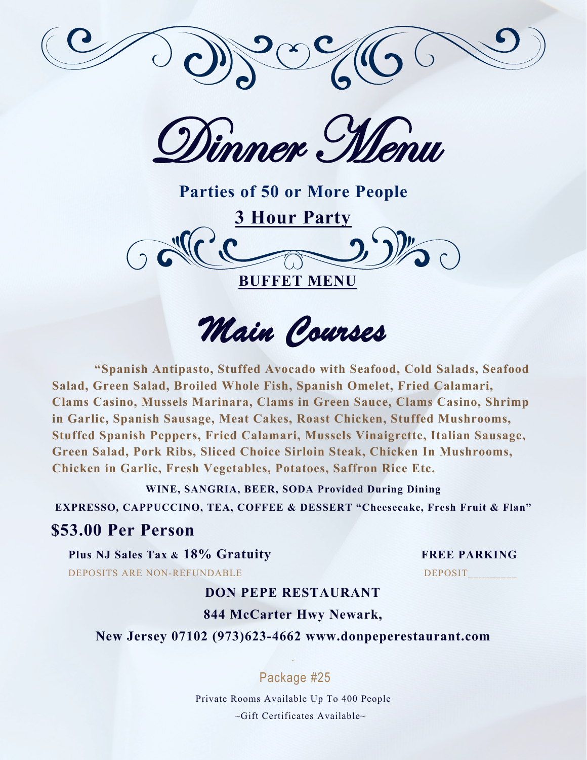# Dinner Menu

**Parties of 50 or More People**

**3 Hour Party**

**BUFFET MENU**

## Main Courses

**"Spanish Antipasto, Stuffed Avocado with Seafood, Cold Salads, Seafood Salad, Green Salad, Broiled Whole Fish, Spanish Omelet, Fried Calamari, Clams Casino, Mussels Marinara, Clams in Green Sauce, Clams Casino, Shrimp in Garlic, Spanish Sausage, Meat Cakes, Roast Chicken, Stuffed Mushrooms, Stuffed Spanish Peppers, Fried Calamari, Mussels Vinaigrette, Italian Sausage, Green Salad, Pork Ribs, Sliced Choice Sirloin Steak, Chicken In Mushrooms, Chicken in Garlic, Fresh Vegetables, Potatoes, Saffron Rice Etc.**

**WINE, SANGRIA, BEER, SODA Provided During Dining**

**EXPRESSO, CAPPUCCINO, TEA, COFFEE & DESSERT "Cheesecake, Fresh Fruit & Flan"**

**$53.00 Per Person**

**Plus NJ Sales Tax & 18% Gratuity**

**FREE PARKING**

DEPOSITS ARE NON-REFUNDABLE

DEPOSIT________

**DON PEPE RESTAURANT**

**844 McCarter Hwy Newark,**

**New Jersey 07102 (973)623-4662 www.donpeperestaurant.com**

Package #25

Private Rooms Available Up To 400 People

~Gift Certificates Available~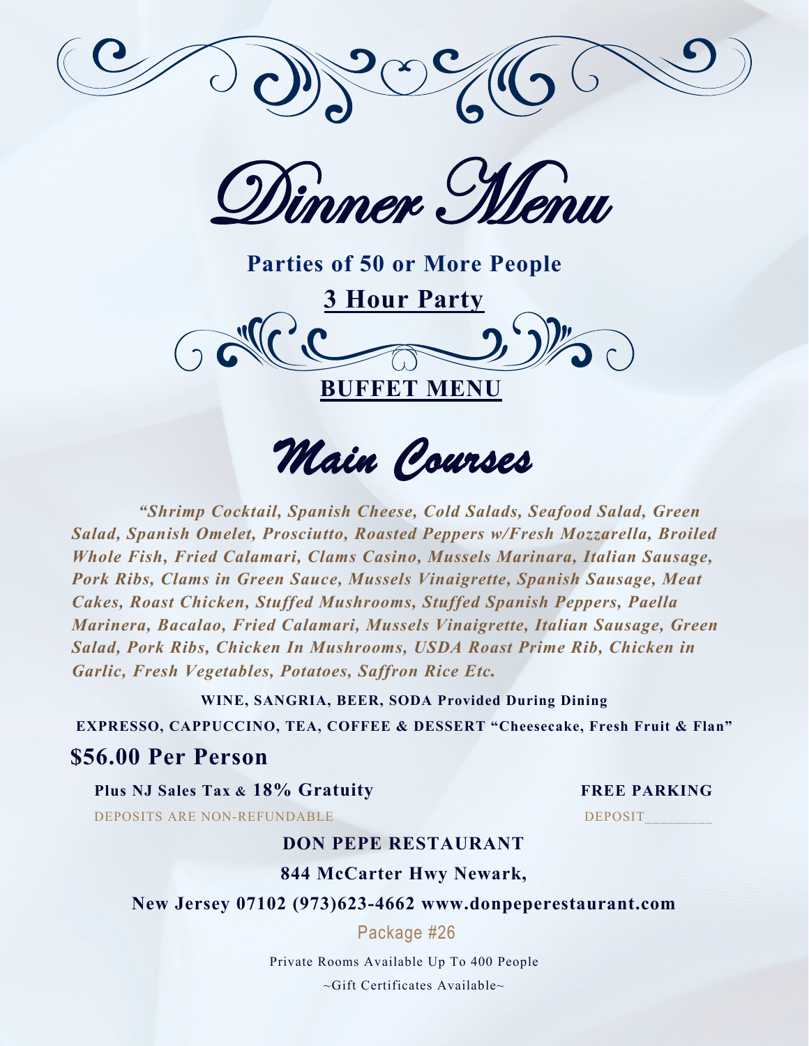# Dinner Menu

**Parties of 50 or More People**

**<u>3 Hour Party</u>**

## BUFFET MENU

## Main Courses

***"Shrimp Cocktail, Spanish Cheese, Cold Salads, Seafood Salad, Green Salad, Spanish Omelet, Prosciutto, Roasted Peppers w/Fresh Mozzarella, Broiled Whole Fish, Fried Calamari, Clams Casino, Mussels Marinara, Italian Sausage, Pork Ribs, Clams in Green Sauce, Mussels Vinaigrette, Spanish Sausage, Meat Cakes, Roast Chicken, Stuffed Mushrooms, Stuffed Spanish Peppers, Paella Marinera, Bacalao, Fried Calamari, Mussels Vinaigrette, Italian Sausage, Green Salad, Pork Ribs, Chicken In Mushrooms, USDA Roast Prime Rib, Chicken in Garlic, Fresh Vegetables, Potatoes, Saffron Rice Etc.***

**WINE, SANGRIA, BEER, SODA Provided During Dining**

**EXPRESSO, CAPPUCCINO, TEA, COFFEE & DESSERT "Cheesecake, Fresh Fruit & Flan"**

**$56.00 Per Person**

**Plus NJ Sales Tax & 18% Gratuity**

**FREE PARKING**

DEPOSITS ARE NON-REFUNDABLE

DEPOSIT________

**DON PEPE RESTAURANT**

**844 McCarter Hwy Newark,**

**New Jersey 07102 (973)623-4662 www.donpeperestaurant.com**

Package #26

Private Rooms Available Up To 400 People

~Gift Certificates Available~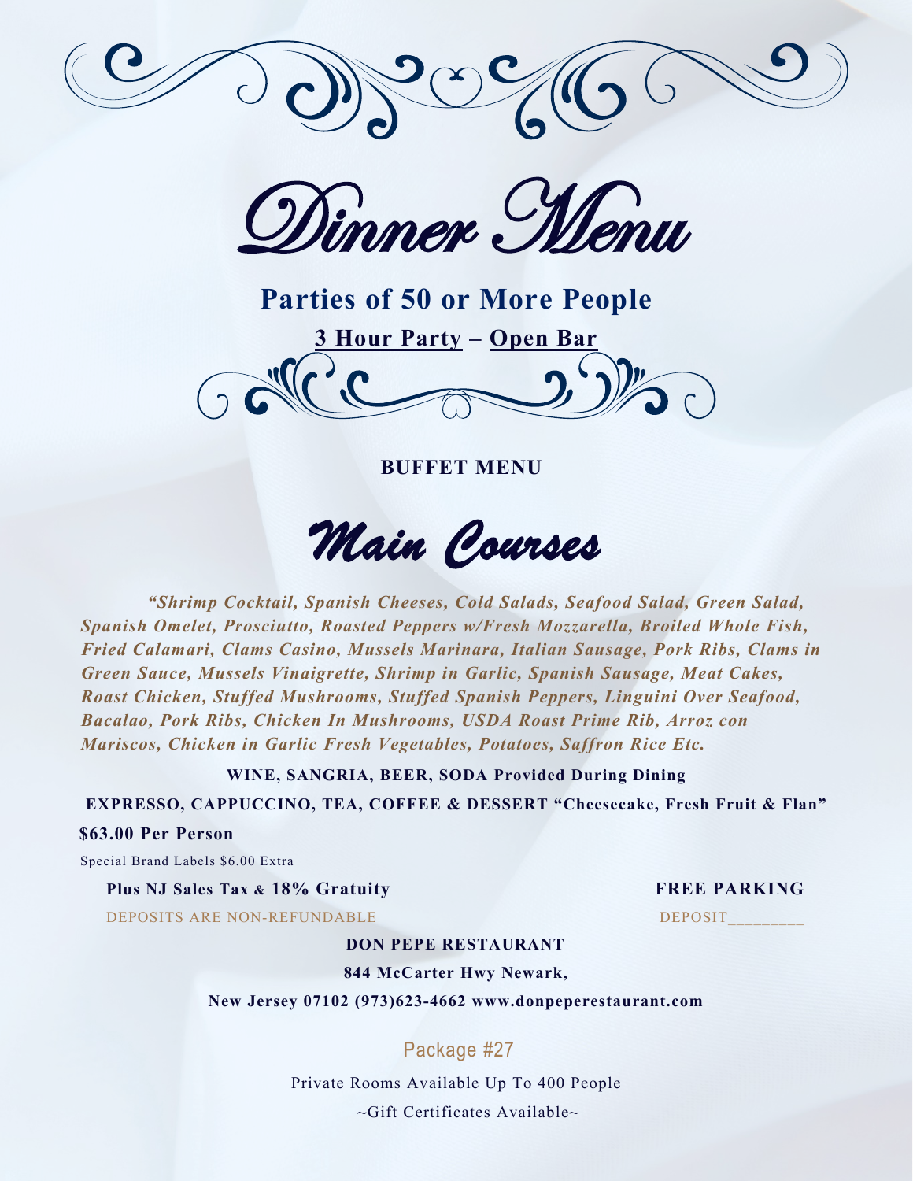# Dinner Menu

## Parties of 50 or More People

**3 Hour Party – Open Bar**

**BUFFET MENU**

## Main Courses

***"Shrimp Cocktail, Spanish Cheeses, Cold Salads, Seafood Salad, Green Salad, Spanish Omelet, Prosciutto, Roasted Peppers w/Fresh Mozzarella, Broiled Whole Fish, Fried Calamari, Clams Casino, Mussels Marinara, Italian Sausage, Pork Ribs, Clams in Green Sauce, Mussels Vinaigrette, Shrimp in Garlic, Spanish Sausage, Meat Cakes, Roast Chicken, Stuffed Mushrooms, Stuffed Spanish Peppers, Linguini Over Seafood, Bacalao, Pork Ribs, Chicken In Mushrooms, USDA Roast Prime Rib, Arroz con Mariscos, Chicken in Garlic Fresh Vegetables, Potatoes, Saffron Rice Etc.***

**WINE, SANGRIA, BEER, SODA Provided During Dining**

**EXPRESSO, CAPPUCCINO, TEA, COFFEE & DESSERT "Cheesecake, Fresh Fruit & Flan"**

**$63.00 Per Person**

Special Brand Labels $6.00 Extra

**Plus NJ Sales Tax & 18% Gratuity**

**FREE PARKING**

DEPOSITS ARE NON-REFUNDABLE

DEPOSIT________

**DON PEPE RESTAURANT**

**844 McCarter Hwy Newark,**

**New Jersey 07102 (973)623-4662 www.donpeperestaurant.com**

Package #27

Private Rooms Available Up To 400 People

~Gift Certificates Available~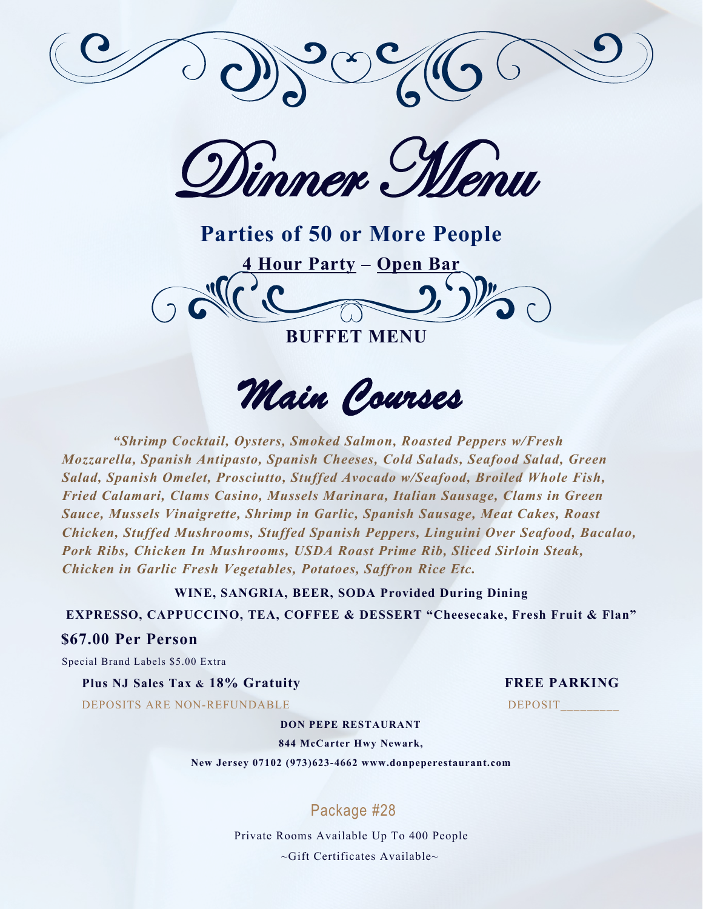# Dinner Menu

## Parties of 50 or More People

**4 Hour Party – Open Bar**

**BUFFET MENU**

## Main Courses

***"Shrimp Cocktail, Oysters, Smoked Salmon, Roasted Peppers w/Fresh Mozzarella, Spanish Antipasto, Spanish Cheeses, Cold Salads, Seafood Salad, Green Salad, Spanish Omelet, Prosciutto, Stuffed Avocado w/Seafood, Broiled Whole Fish, Fried Calamari, Clams Casino, Mussels Marinara, Italian Sausage, Clams in Green Sauce, Mussels Vinaigrette, Shrimp in Garlic, Spanish Sausage, Meat Cakes, Roast Chicken, Stuffed Mushrooms, Stuffed Spanish Peppers, Linguini Over Seafood, Bacalao, Pork Ribs, Chicken In Mushrooms, USDA Roast Prime Rib, Sliced Sirloin Steak, Chicken in Garlic Fresh Vegetables, Potatoes, Saffron Rice Etc.***

**WINE, SANGRIA, BEER, SODA Provided During Dining**

**EXPRESSO, CAPPUCCINO, TEA, COFFEE & DESSERT "Cheesecake, Fresh Fruit & Flan"**

**$67.00 Per Person**

Special Brand Labels $5.00 Extra

**Plus NJ Sales Tax & 18% Gratuity**

**FREE PARKING**

DEPOSITS ARE NON-REFUNDABLE

DEPOSIT________

**DON PEPE RESTAURANT**

**844 McCarter Hwy Newark,**

**New Jersey 07102 (973)623-4662 www.donpeperestaurant.com**

Package #28

Private Rooms Available Up To 400 People

~Gift Certificates Available~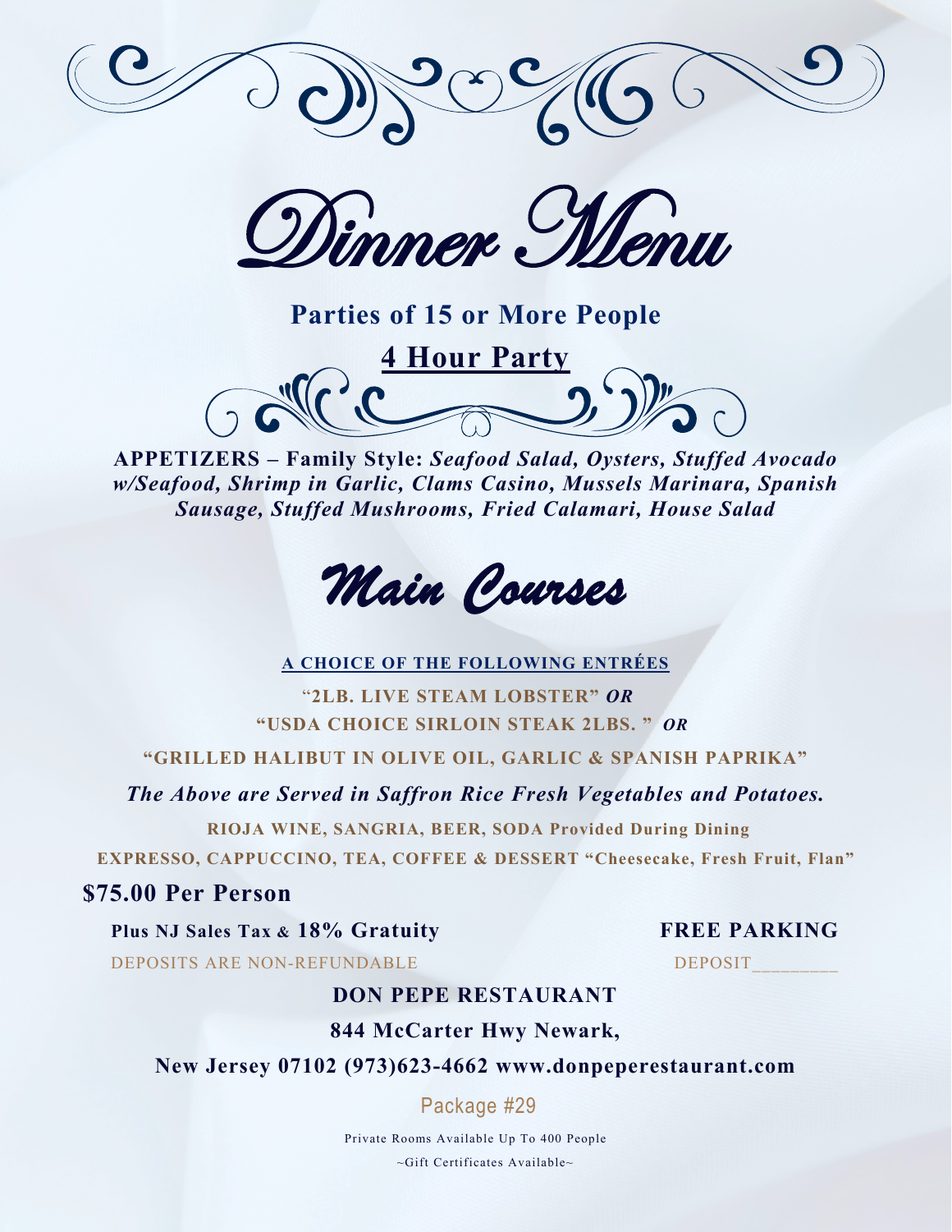# Dinner Menu

**Parties of 15 or More People**

**4 Hour Party**

**APPETIZERS – Family Style:** ***Seafood Salad, Oysters, Stuffed Avocado w/Seafood, Shrimp in Garlic, Clams Casino, Mussels Marinara, Spanish Sausage, Stuffed Mushrooms, Fried Calamari, House Salad***

## Main Courses

**A CHOICE OF THE FOLLOWING ENTRÉES**

**"2LB. LIVE STEAM LOBSTER"** ***OR***

**"USDA CHOICE SIRLOIN STEAK 2LBS. "** ***OR***

**"GRILLED HALIBUT IN OLIVE OIL, GARLIC & SPANISH PAPRIKA"**

***The Above are Served in Saffron Rice Fresh Vegetables and Potatoes.***

**RIOJA WINE, SANGRIA, BEER, SODA Provided During Dining**

**EXPRESSO, CAPPUCCINO, TEA, COFFEE & DESSERT "Cheesecake, Fresh Fruit, Flan"**

**$75.00 Per Person**

**Plus NJ Sales Tax & 18% Gratuity**

**FREE PARKING**

DEPOSITS ARE NON-REFUNDABLE

DEPOSIT________

**DON PEPE RESTAURANT**

**844 McCarter Hwy Newark,**

**New Jersey 07102 (973)623-4662 www.donpeperestaurant.com**

Package #29

Private Rooms Available Up To 400 People

~Gift Certificates Available~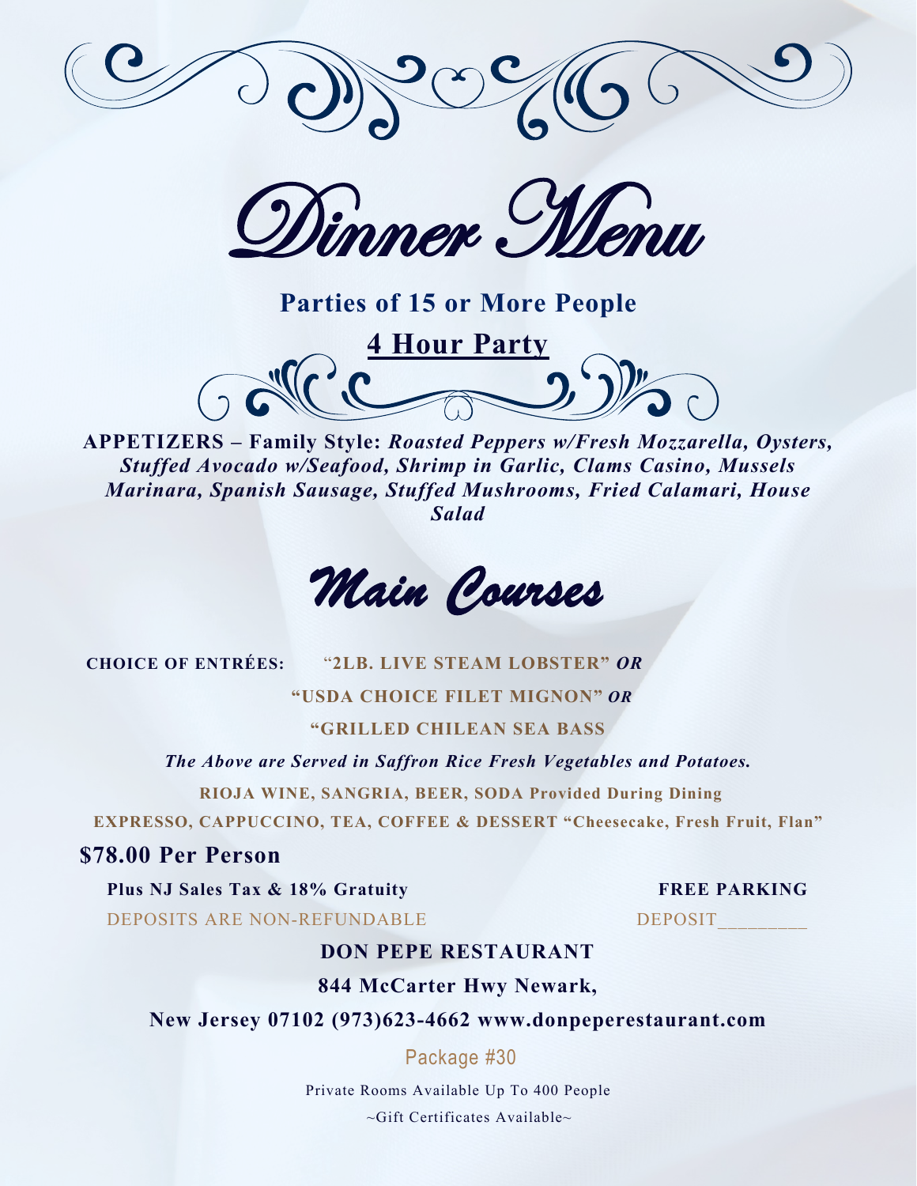# Dinner Menu

**Parties of 15 or More People**

**4 Hour Party**

**APPETIZERS – Family Style:** ***Roasted Peppers w/Fresh Mozzarella, Oysters, Stuffed Avocado w/Seafood, Shrimp in Garlic, Clams Casino, Mussels Marinara, Spanish Sausage, Stuffed Mushrooms, Fried Calamari, House Salad***

## Main Courses

**CHOICE OF ENTRÉES:** **"2LB. LIVE STEAM LOBSTER"** ***OR***

**"USDA CHOICE FILET MIGNON"** ***OR***

**"GRILLED CHILEAN SEA BASS**

***The Above are Served in Saffron Rice Fresh Vegetables and Potatoes.***

**RIOJA WINE, SANGRIA, BEER, SODA Provided During Dining**

**EXPRESSO, CAPPUCCINO, TEA, COFFEE & DESSERT "Cheesecake, Fresh Fruit, Flan"**

**$78.00 Per Person**

**Plus NJ Sales Tax & 18% Gratuity** **FREE PARKING**

DEPOSITS ARE NON-REFUNDABLE DEPOSIT________

**DON PEPE RESTAURANT**

**844 McCarter Hwy Newark,**

**New Jersey 07102 (973)623-4662 www.donpeperestaurant.com**

Package #30

Private Rooms Available Up To 400 People

~Gift Certificates Available~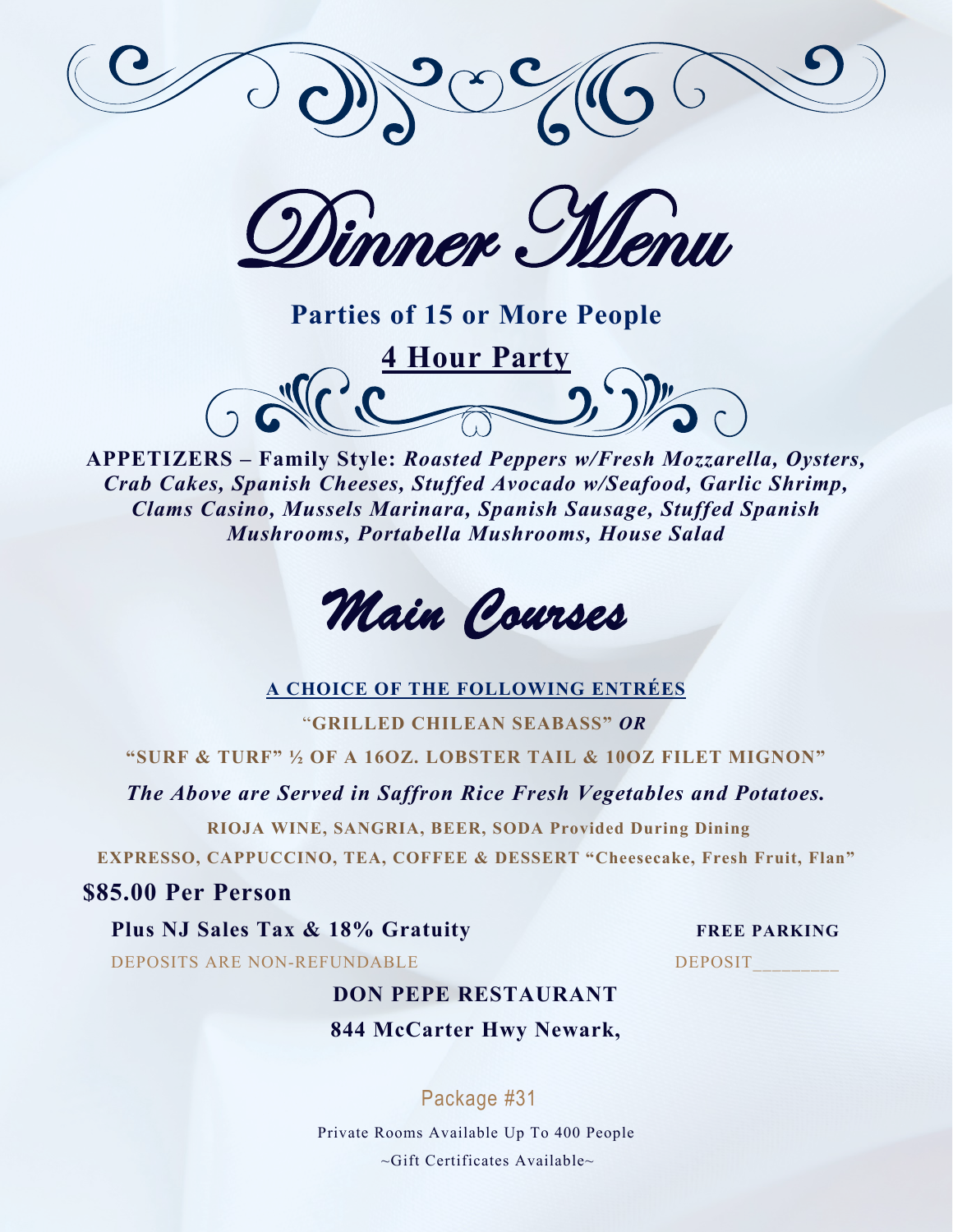# Dinner Menu

**Parties of 15 or More People**

**4 Hour Party**

**APPETIZERS – Family Style:** ***Roasted Peppers w/Fresh Mozzarella, Oysters, Crab Cakes, Spanish Cheeses, Stuffed Avocado w/Seafood, Garlic Shrimp, Clams Casino, Mussels Marinara, Spanish Sausage, Stuffed Spanish Mushrooms, Portabella Mushrooms, House Salad***

## Main Courses

**A CHOICE OF THE FOLLOWING ENTRÉES**

**"GRILLED CHILEAN SEABASS"** ***OR***

**"SURF & TURF" ½ OF A 16OZ. LOBSTER TAIL & 10OZ FILET MIGNON"**

***The Above are Served in Saffron Rice Fresh Vegetables and Potatoes.***

**RIOJA WINE, SANGRIA, BEER, SODA Provided During Dining**

**EXPRESSO, CAPPUCCINO, TEA, COFFEE & DESSERT "Cheesecake, Fresh Fruit, Flan"**

**$85.00 Per Person**

**Plus NJ Sales Tax & 18% Gratuity**

**FREE PARKING**

DEPOSITS ARE NON-REFUNDABLE

DEPOSIT________

**DON PEPE RESTAURANT**

**844 McCarter Hwy Newark,**

Package #31

Private Rooms Available Up To 400 People

~Gift Certificates Available~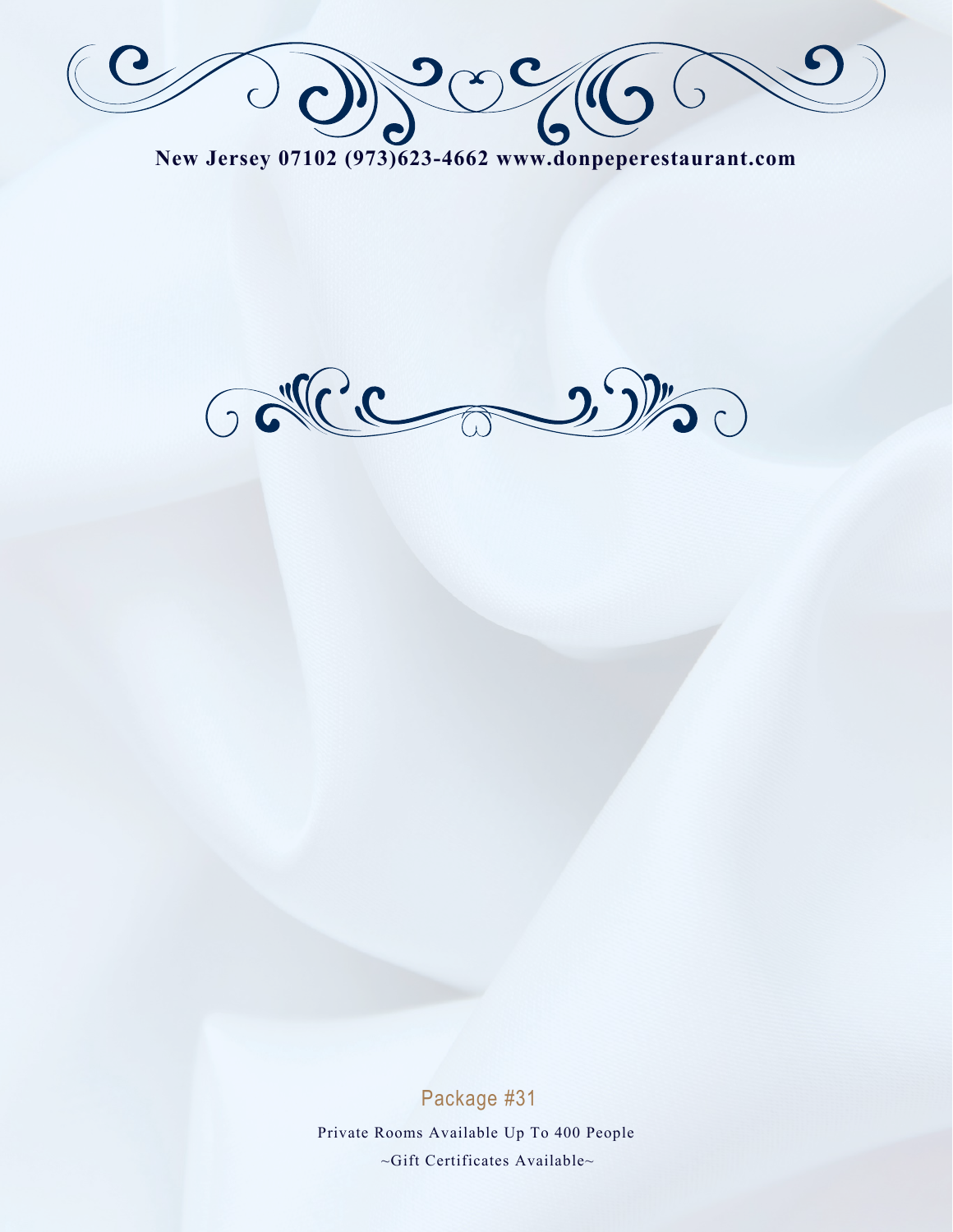New Jersey 07102 (973)623-4662 www.donpeperestaurant.com

## Package #31

Private Rooms Available Up To 400 People

~Gift Certificates Available~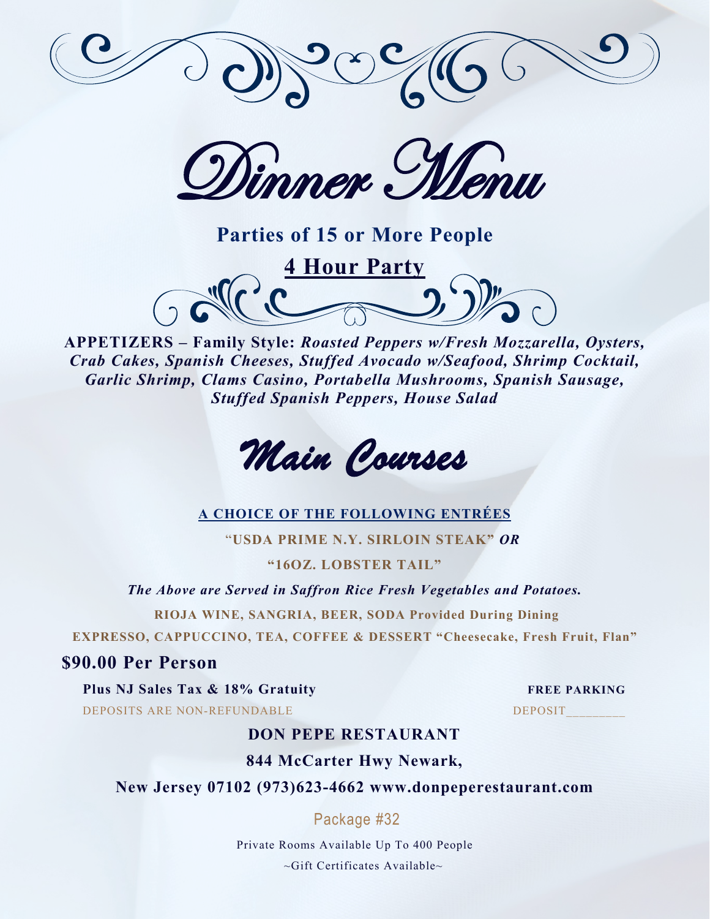# Dinner Menu

## Parties of 15 or More People

**4 Hour Party**

**APPETIZERS – Family Style:** ***Roasted Peppers w/Fresh Mozzarella, Oysters, Crab Cakes, Spanish Cheeses, Stuffed Avocado w/Seafood, Shrimp Cocktail, Garlic Shrimp, Clams Casino, Portabella Mushrooms, Spanish Sausage, Stuffed Spanish Peppers, House Salad***

## Main Courses

**A CHOICE OF THE FOLLOWING ENTRÉES**

**"USDA PRIME N.Y. SIRLOIN STEAK"** ***OR***

**"16OZ. LOBSTER TAIL"**

***The Above are Served in Saffron Rice Fresh Vegetables and Potatoes.***

**RIOJA WINE, SANGRIA, BEER, SODA Provided During Dining**

**EXPRESSO, CAPPUCCINO, TEA, COFFEE & DESSERT "Cheesecake, Fresh Fruit, Flan"**

**$90.00 Per Person**

**Plus NJ Sales Tax & 18% Gratuity**

**FREE PARKING**

DEPOSITS ARE NON-REFUNDABLE

DEPOSIT________

**DON PEPE RESTAURANT**

**844 McCarter Hwy Newark,**

**New Jersey 07102 (973)623-4662 www.donpeperestaurant.com**

Package #32

Private Rooms Available Up To 400 People

~Gift Certificates Available~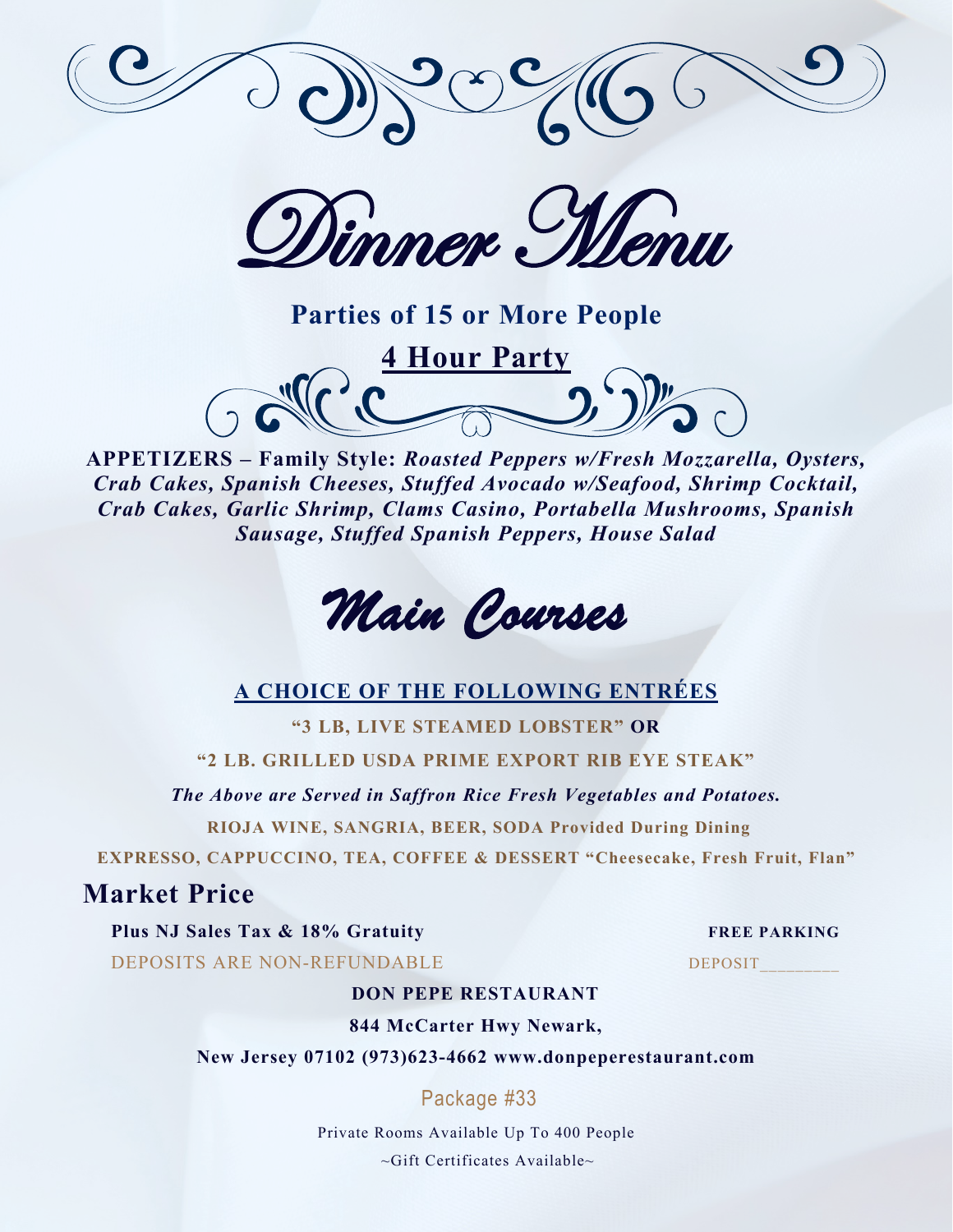# Dinner Menu

## Parties of 15 or More People

**4 Hour Party**

**APPETIZERS – Family Style:** ***Roasted Peppers w/Fresh Mozzarella, Oysters, Crab Cakes, Spanish Cheeses, Stuffed Avocado w/Seafood, Shrimp Cocktail, Crab Cakes, Garlic Shrimp, Clams Casino, Portabella Mushrooms, Spanish Sausage, Stuffed Spanish Peppers, House Salad***

## Main Courses

**A CHOICE OF THE FOLLOWING ENTRÉES**

**"3 LB, LIVE STEAMED LOBSTER" OR**

**"2 LB. GRILLED USDA PRIME EXPORT RIB EYE STEAK"**

***The Above are Served in Saffron Rice Fresh Vegetables and Potatoes.***

**RIOJA WINE, SANGRIA, BEER, SODA Provided During Dining**

**EXPRESSO, CAPPUCCINO, TEA, COFFEE & DESSERT "Cheesecake, Fresh Fruit, Flan"**

## Market Price

**Plus NJ Sales Tax & 18% Gratuity**

**FREE PARKING**

DEPOSITS ARE NON-REFUNDABLE

DEPOSIT________

**DON PEPE RESTAURANT**

**844 McCarter Hwy Newark,**

**New Jersey 07102 (973)623-4662 www.donpeperestaurant.com**

Package #33

Private Rooms Available Up To 400 People

~Gift Certificates Available~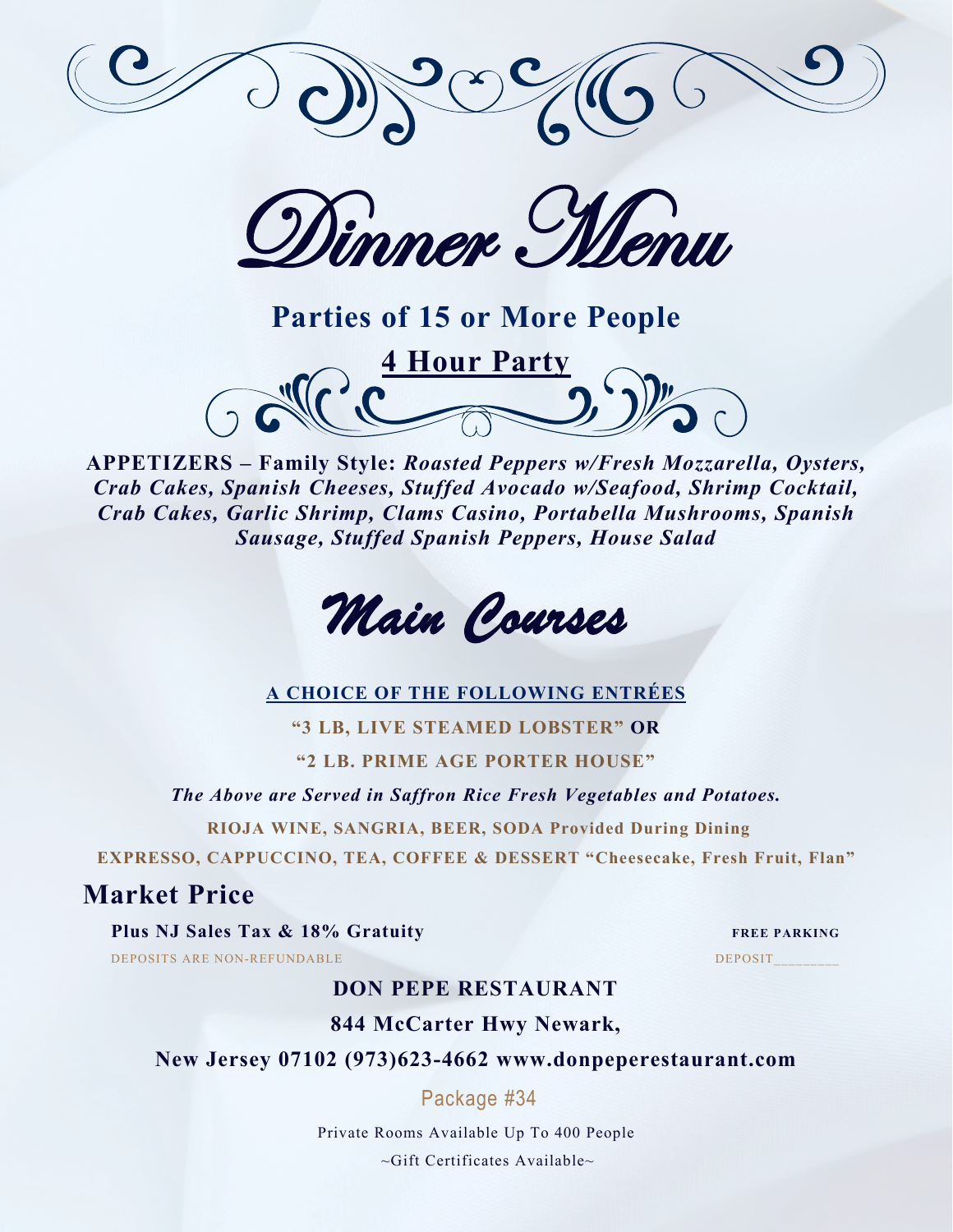# Dinner Menu

## Parties of 15 or More People

**4 Hour Party**

**APPETIZERS – Family Style:** ***Roasted Peppers w/Fresh Mozzarella, Oysters, Crab Cakes, Spanish Cheeses, Stuffed Avocado w/Seafood, Shrimp Cocktail, Crab Cakes, Garlic Shrimp, Clams Casino, Portabella Mushrooms, Spanish Sausage, Stuffed Spanish Peppers, House Salad***

## Main Courses

**A CHOICE OF THE FOLLOWING ENTRÉES**

**"3 LB, LIVE STEAMED LOBSTER" OR**

**"2 LB. PRIME AGE PORTER HOUSE"**

***The Above are Served in Saffron Rice Fresh Vegetables and Potatoes.***

**RIOJA WINE, SANGRIA, BEER, SODA Provided During Dining**

**EXPRESSO, CAPPUCCINO, TEA, COFFEE & DESSERT "Cheesecake, Fresh Fruit, Flan"**

## Market Price

**Plus NJ Sales Tax & 18% Gratuity**

**FREE PARKING**

DEPOSITS ARE NON-REFUNDABLE

DEPOSIT_________

**DON PEPE RESTAURANT**

**844 McCarter Hwy Newark,**

**New Jersey 07102 (973)623-4662 www.donpeperestaurant.com**

Package #34

Private Rooms Available Up To 400 People

~Gift Certificates Available~